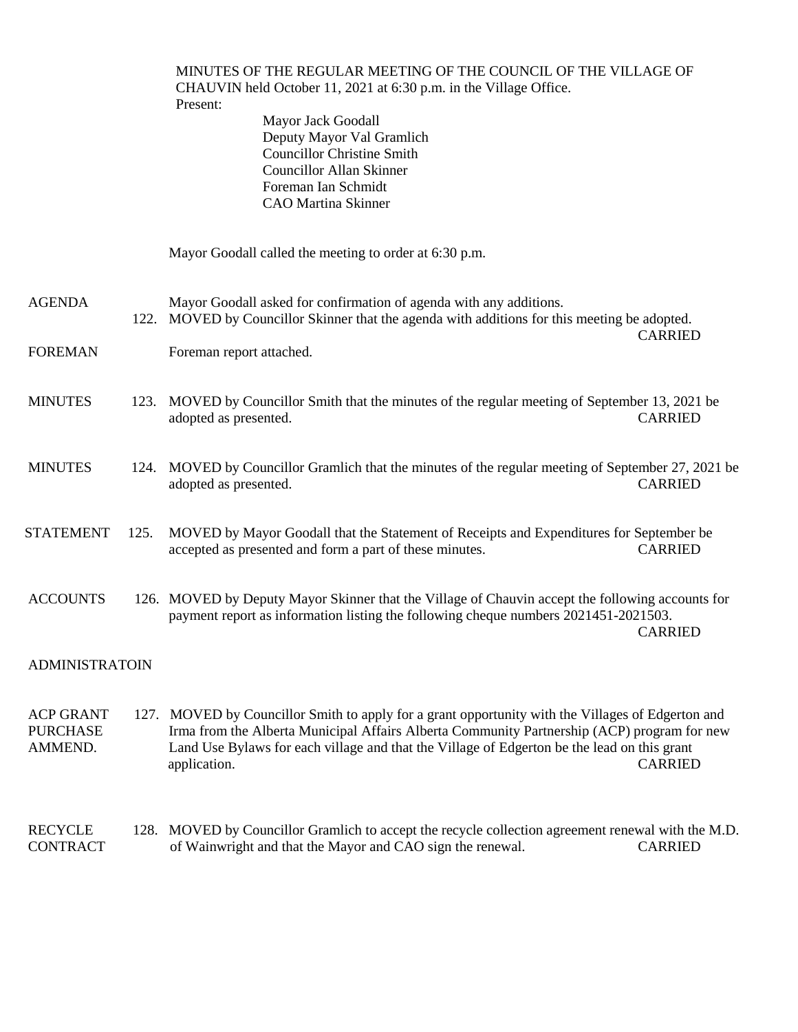MINUTES OF THE REGULAR MEETING OF THE COUNCIL OF THE VILLAGE OF CHAUVIN held October 11, 2021 at 6:30 p.m. in the Village Office.

Present:

Mayor Jack Goodall
Deputy Mayor Val Gramlich
Councillor Christine Smith
Councillor Allan Skinner
Foreman Ian Schmidt
CAO Martina Skinner

Mayor Goodall called the meeting to order at 6:30 p.m.

**AGENDA**

Mayor Goodall asked for confirmation of agenda with any additions.

122. MOVED by Councillor Skinner that the agenda with additions for this meeting be adopted. CARRIED

**FOREMAN**

Foreman report attached.

**MINUTES**

123. MOVED by Councillor Smith that the minutes of the regular meeting of September 13, 2021 be adopted as presented. CARRIED

**MINUTES**

124. MOVED by Councillor Gramlich that the minutes of the regular meeting of September 27, 2021 be adopted as presented. CARRIED

**STATEMENT**

125. MOVED by Mayor Goodall that the Statement of Receipts and Expenditures for September be accepted as presented and form a part of these minutes. CARRIED

**ACCOUNTS**

126. MOVED by Deputy Mayor Skinner that the Village of Chauvin accept the following accounts for payment report as information listing the following cheque numbers 2021451-2021503. CARRIED

**ADMINISTRATOIN**

**ACP GRANT PURCHASE AMMEND.**

127. MOVED by Councillor Smith to apply for a grant opportunity with the Villages of Edgerton and Irma from the Alberta Municipal Affairs Alberta Community Partnership (ACP) program for new Land Use Bylaws for each village and that the Village of Edgerton be the lead on this grant application. CARRIED

**RECYCLE CONTRACT**

128. MOVED by Councillor Gramlich to accept the recycle collection agreement renewal with the M.D. of Wainwright and that the Mayor and CAO sign the renewal. CARRIED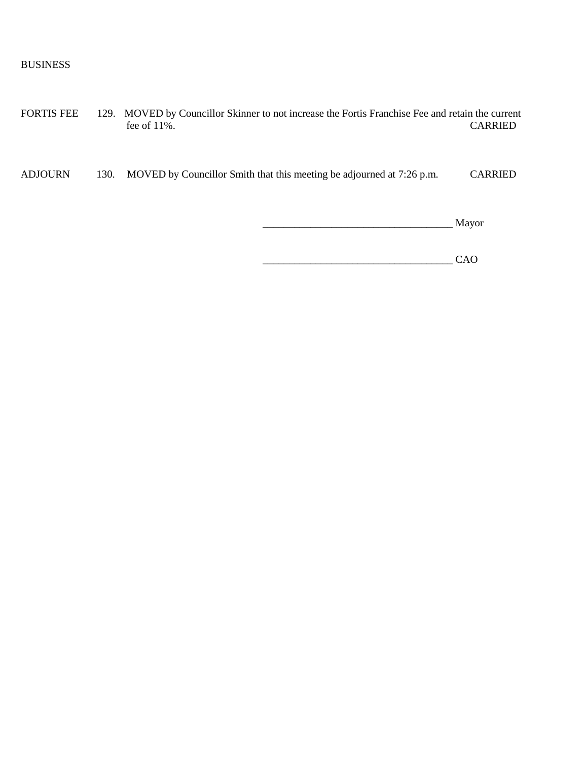BUSINESS

FORTIS FEE 129. MOVED by Councillor Skinner to not increase the Fortis Franchise Fee and retain the current fee of 11%. CARRIED

ADJOURN 130. MOVED by Councillor Smith that this meeting be adjourned at 7:26 p.m. CARRIED

_____________________________________ Mayor

_____________________________________ CAO